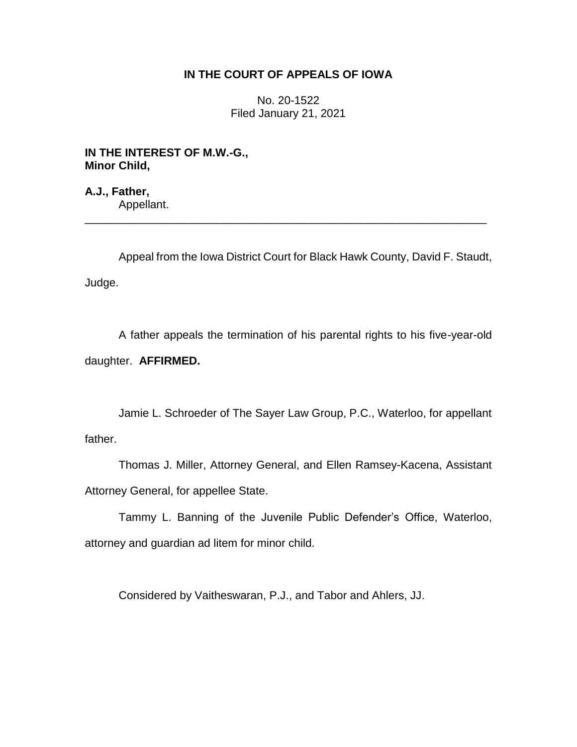# IN THE COURT OF APPEALS OF IOWA

No. 20-1522
Filed January 21, 2021

**IN THE INTEREST OF M.W.-G., Minor Child,**

**A.J., Father,**
Appellant.

---

Appeal from the Iowa District Court for Black Hawk County, David F. Staudt, Judge.

A father appeals the termination of his parental rights to his five-year-old daughter. **AFFIRMED.**

Jamie L. Schroeder of The Sayer Law Group, P.C., Waterloo, for appellant father.

Thomas J. Miller, Attorney General, and Ellen Ramsey-Kacena, Assistant Attorney General, for appellee State.

Tammy L. Banning of the Juvenile Public Defender's Office, Waterloo, attorney and guardian ad litem for minor child.

Considered by Vaitheswaran, P.J., and Tabor and Ahlers, JJ.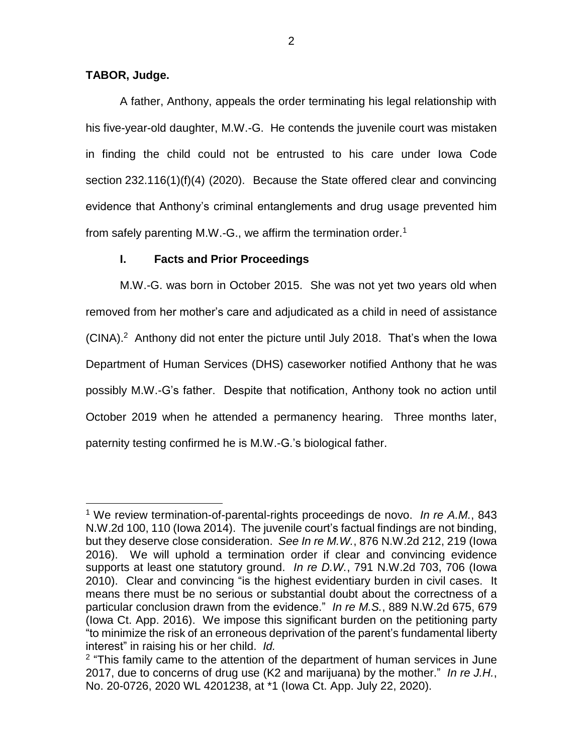**TABOR, Judge.**

A father, Anthony, appeals the order terminating his legal relationship with his five-year-old daughter, M.W.-G. He contends the juvenile court was mistaken in finding the child could not be entrusted to his care under Iowa Code section 232.116(1)(f)(4) (2020). Because the State offered clear and convincing evidence that Anthony's criminal entanglements and drug usage prevented him from safely parenting M.W.-G., we affirm the termination order.[1]

## I. Facts and Prior Proceedings

M.W.-G. was born in October 2015. She was not yet two years old when removed from her mother's care and adjudicated as a child in need of assistance (CINA).[2] Anthony did not enter the picture until July 2018. That's when the Iowa Department of Human Services (DHS) caseworker notified Anthony that he was possibly M.W.-G's father. Despite that notification, Anthony took no action until October 2019 when he attended a permanency hearing. Three months later, paternity testing confirmed he is M.W.-G.'s biological father.

---

[1] We review termination-of-parental-rights proceedings de novo. *In re A.M.*, 843 N.W.2d 100, 110 (Iowa 2014). The juvenile court's factual findings are not binding, but they deserve close consideration. *See In re M.W.*, 876 N.W.2d 212, 219 (Iowa 2016). We will uphold a termination order if clear and convincing evidence supports at least one statutory ground. *In re D.W.*, 791 N.W.2d 703, 706 (Iowa 2010). Clear and convincing "is the highest evidentiary burden in civil cases. It means there must be no serious or substantial doubt about the correctness of a particular conclusion drawn from the evidence." *In re M.S.*, 889 N.W.2d 675, 679 (Iowa Ct. App. 2016). We impose this significant burden on the petitioning party "to minimize the risk of an erroneous deprivation of the parent's fundamental liberty interest" in raising his or her child. *Id.*

[2] "This family came to the attention of the department of human services in June 2017, due to concerns of drug use (K2 and marijuana) by the mother." *In re J.H.*, No. 20-0726, 2020 WL 4201238, at *1 (Iowa Ct. App. July 22, 2020).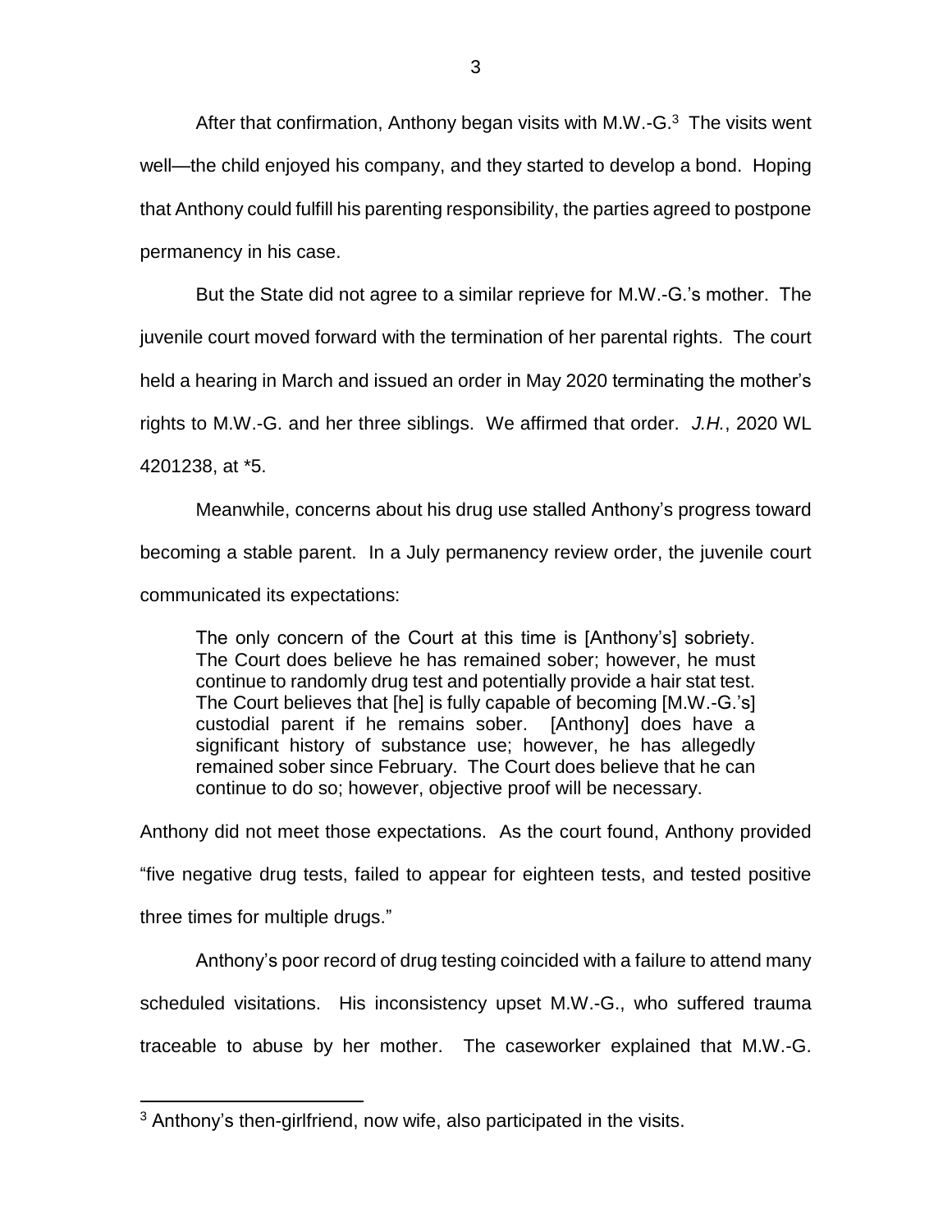After that confirmation, Anthony began visits with M.W.-G.[3] The visits went well—the child enjoyed his company, and they started to develop a bond. Hoping that Anthony could fulfill his parenting responsibility, the parties agreed to postpone permanency in his case.

But the State did not agree to a similar reprieve for M.W.-G.'s mother. The juvenile court moved forward with the termination of her parental rights. The court held a hearing in March and issued an order in May 2020 terminating the mother's rights to M.W.-G. and her three siblings. We affirmed that order. *J.H.*, 2020 WL 4201238, at *5.

Meanwhile, concerns about his drug use stalled Anthony's progress toward becoming a stable parent. In a July permanency review order, the juvenile court communicated its expectations:

> The only concern of the Court at this time is [Anthony's] sobriety. The Court does believe he has remained sober; however, he must continue to randomly drug test and potentially provide a hair stat test. The Court believes that [he] is fully capable of becoming [M.W.-G.'s] custodial parent if he remains sober. [Anthony] does have a significant history of substance use; however, he has allegedly remained sober since February. The Court does believe that he can continue to do so; however, objective proof will be necessary.

Anthony did not meet those expectations. As the court found, Anthony provided "five negative drug tests, failed to appear for eighteen tests, and tested positive three times for multiple drugs."

Anthony's poor record of drug testing coincided with a failure to attend many scheduled visitations. His inconsistency upset M.W.-G., who suffered trauma traceable to abuse by her mother. The caseworker explained that M.W.-G.

---

[3] Anthony's then-girlfriend, now wife, also participated in the visits.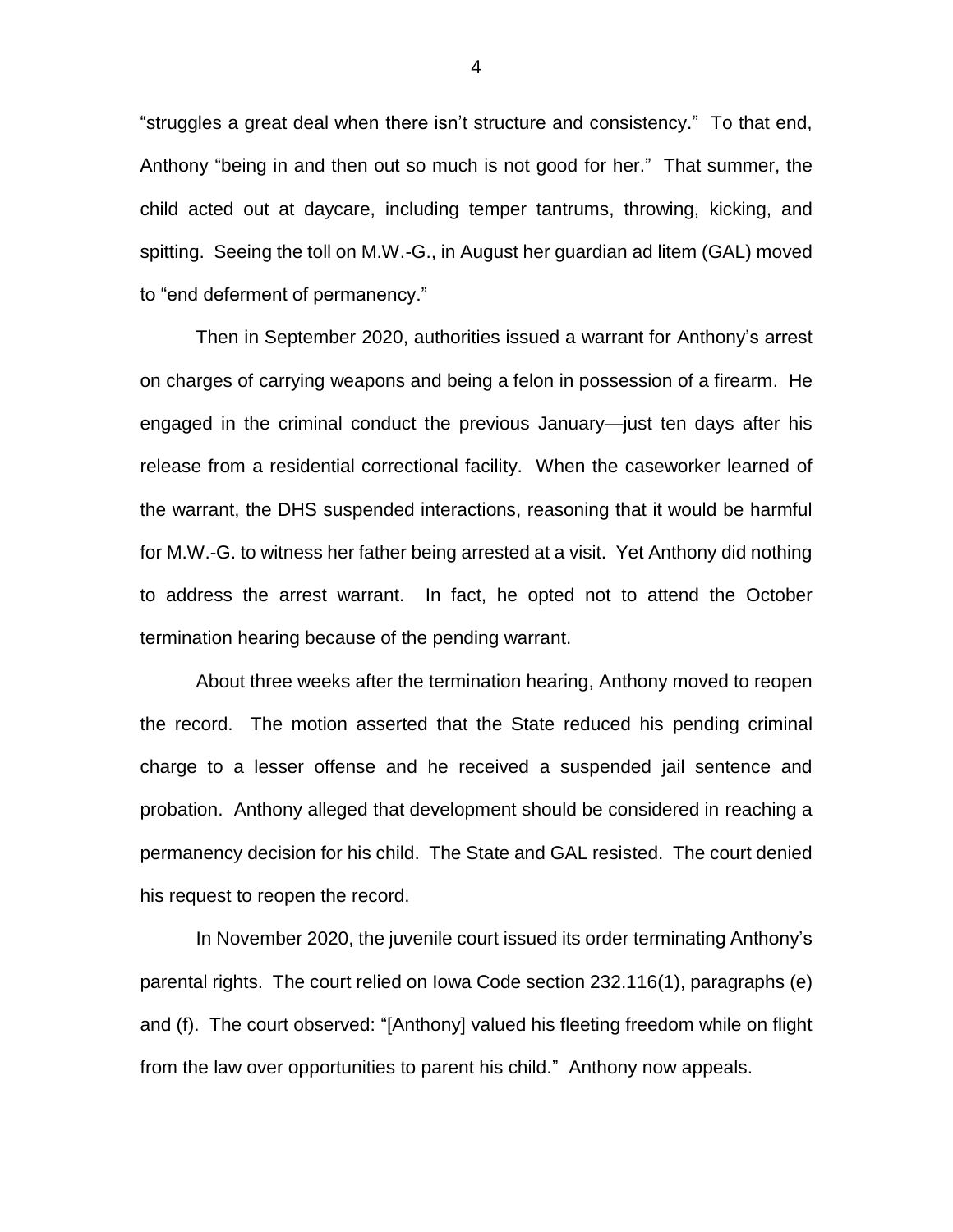"struggles a great deal when there isn't structure and consistency." To that end, Anthony "being in and then out so much is not good for her." That summer, the child acted out at daycare, including temper tantrums, throwing, kicking, and spitting. Seeing the toll on M.W.-G., in August her guardian ad litem (GAL) moved to "end deferment of permanency."

Then in September 2020, authorities issued a warrant for Anthony's arrest on charges of carrying weapons and being a felon in possession of a firearm. He engaged in the criminal conduct the previous January—just ten days after his release from a residential correctional facility. When the caseworker learned of the warrant, the DHS suspended interactions, reasoning that it would be harmful for M.W.-G. to witness her father being arrested at a visit. Yet Anthony did nothing to address the arrest warrant. In fact, he opted not to attend the October termination hearing because of the pending warrant.

About three weeks after the termination hearing, Anthony moved to reopen the record. The motion asserted that the State reduced his pending criminal charge to a lesser offense and he received a suspended jail sentence and probation. Anthony alleged that development should be considered in reaching a permanency decision for his child. The State and GAL resisted. The court denied his request to reopen the record.

In November 2020, the juvenile court issued its order terminating Anthony's parental rights. The court relied on Iowa Code section 232.116(1), paragraphs (e) and (f). The court observed: "[Anthony] valued his fleeting freedom while on flight from the law over opportunities to parent his child." Anthony now appeals.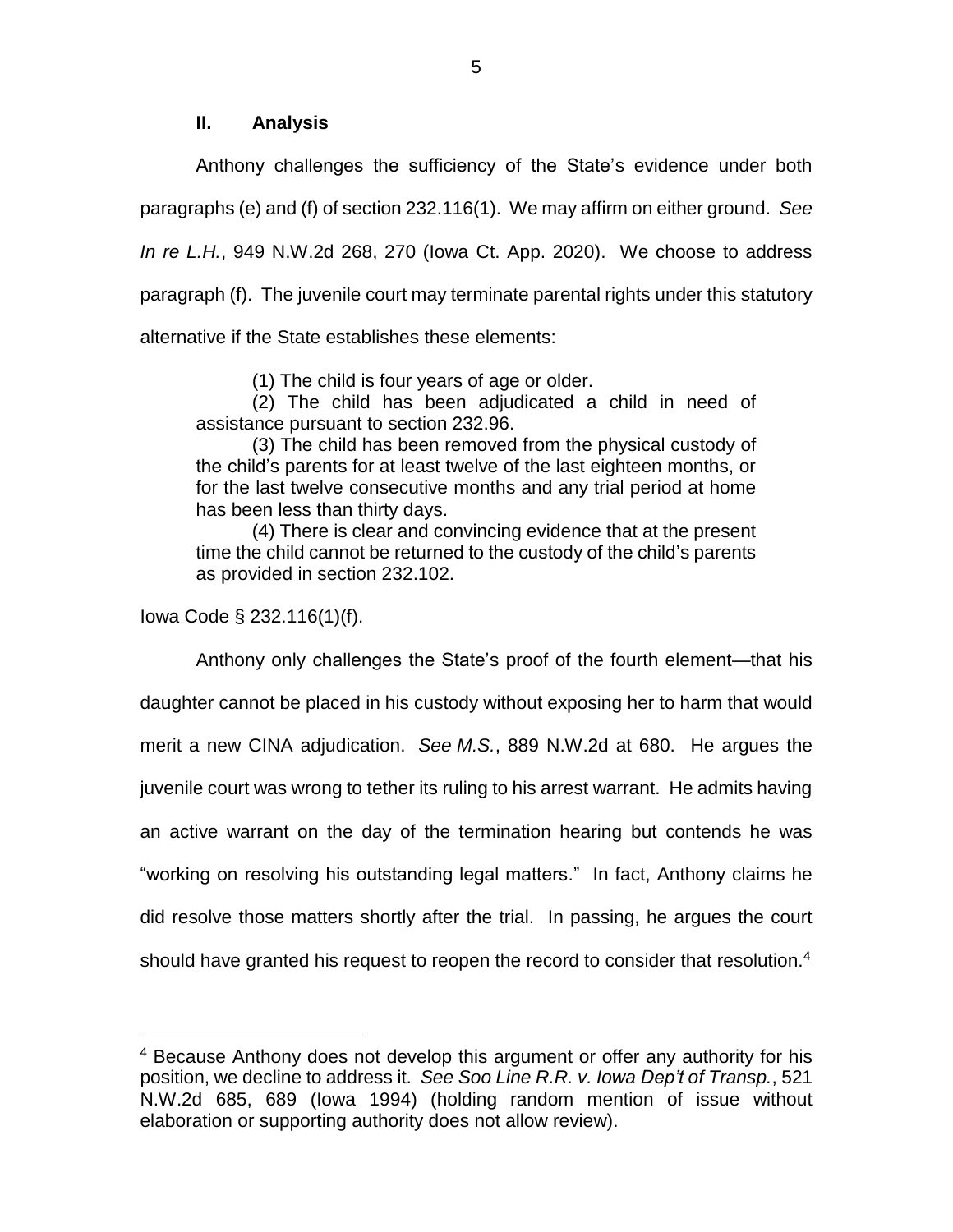## II. Analysis

Anthony challenges the sufficiency of the State's evidence under both paragraphs (e) and (f) of section 232.116(1). We may affirm on either ground. *See In re L.H.*, 949 N.W.2d 268, 270 (Iowa Ct. App. 2020). We choose to address paragraph (f). The juvenile court may terminate parental rights under this statutory alternative if the State establishes these elements:

> (1) The child is four years of age or older.
>
> (2) The child has been adjudicated a child in need of assistance pursuant to section 232.96.
>
> (3) The child has been removed from the physical custody of the child's parents for at least twelve of the last eighteen months, or for the last twelve consecutive months and any trial period at home has been less than thirty days.
>
> (4) There is clear and convincing evidence that at the present time the child cannot be returned to the custody of the child's parents as provided in section 232.102.

Iowa Code § 232.116(1)(f).

Anthony only challenges the State's proof of the fourth element—that his daughter cannot be placed in his custody without exposing her to harm that would merit a new CINA adjudication. *See M.S.*, 889 N.W.2d at 680. He argues the juvenile court was wrong to tether its ruling to his arrest warrant. He admits having an active warrant on the day of the termination hearing but contends he was "working on resolving his outstanding legal matters." In fact, Anthony claims he did resolve those matters shortly after the trial. In passing, he argues the court should have granted his request to reopen the record to consider that resolution.[4]

---

[4] Because Anthony does not develop this argument or offer any authority for his position, we decline to address it. *See Soo Line R.R. v. Iowa Dep't of Transp.*, 521 N.W.2d 685, 689 (Iowa 1994) (holding random mention of issue without elaboration or supporting authority does not allow review).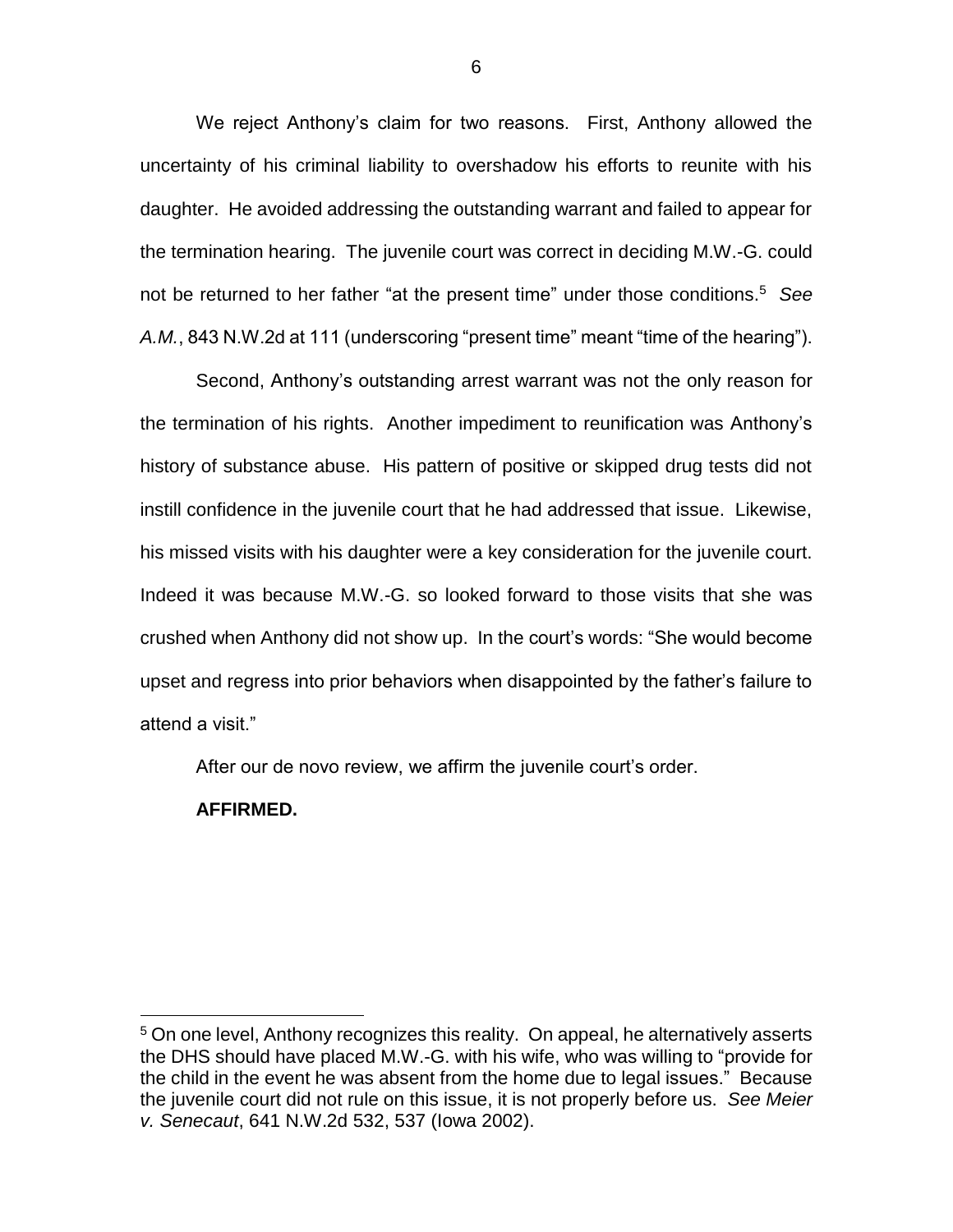We reject Anthony's claim for two reasons. First, Anthony allowed the uncertainty of his criminal liability to overshadow his efforts to reunite with his daughter. He avoided addressing the outstanding warrant and failed to appear for the termination hearing. The juvenile court was correct in deciding M.W.-G. could not be returned to her father "at the present time" under those conditions.[5] *See A.M.*, 843 N.W.2d at 111 (underscoring "present time" meant "time of the hearing").

Second, Anthony's outstanding arrest warrant was not the only reason for the termination of his rights. Another impediment to reunification was Anthony's history of substance abuse. His pattern of positive or skipped drug tests did not instill confidence in the juvenile court that he had addressed that issue. Likewise, his missed visits with his daughter were a key consideration for the juvenile court. Indeed it was because M.W.-G. so looked forward to those visits that she was crushed when Anthony did not show up. In the court's words: "She would become upset and regress into prior behaviors when disappointed by the father's failure to attend a visit."

After our de novo review, we affirm the juvenile court's order.

**AFFIRMED.**

---

[5] On one level, Anthony recognizes this reality. On appeal, he alternatively asserts the DHS should have placed M.W.-G. with his wife, who was willing to "provide for the child in the event he was absent from the home due to legal issues." Because the juvenile court did not rule on this issue, it is not properly before us. *See Meier v. Senecaut*, 641 N.W.2d 532, 537 (Iowa 2002).